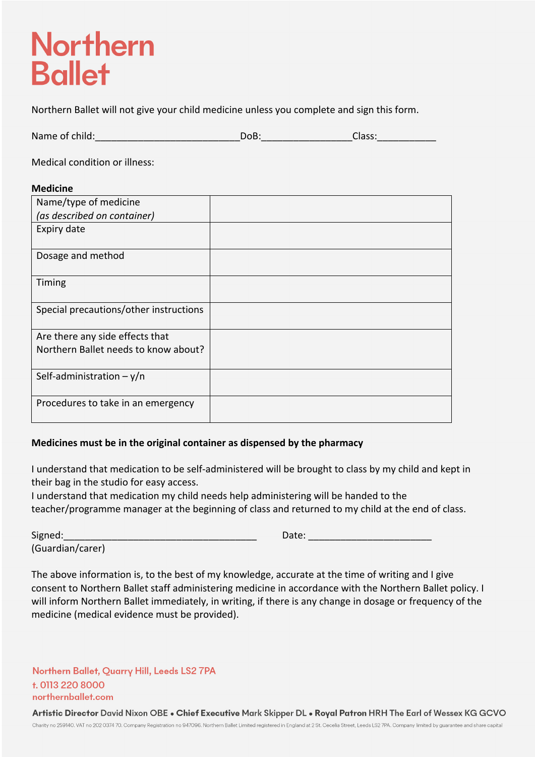# Northern Ballet

Northern Ballet will not give your child medicine unless you complete and sign this form.

Name of child:___________________________DoB:_________________Class:___________

Medical condition or illness:

**Medicine**

| | |
|---|---|
| Name/type of medicine *(as described on container)* | |
| Expiry date | |
| Dosage and method | |
| Timing | |
| Special precautions/other instructions | |
| Are there any side effects that Northern Ballet needs to know about? | |
| Self-administration – y/n | |
| Procedures to take in an emergency | |

**Medicines must be in the original container as dispensed by the pharmacy**

I understand that medication to be self-administered will be brought to class by my child and kept in their bag in the studio for easy access.
I understand that medication my child needs help administering will be handed to the teacher/programme manager at the beginning of class and returned to my child at the end of class.

Signed:____________________________________ Date: _______________________
(Guardian/carer)

The above information is, to the best of my knowledge, accurate at the time of writing and I give consent to Northern Ballet staff administering medicine in accordance with the Northern Ballet policy. I will inform Northern Ballet immediately, in writing, if there is any change in dosage or frequency of the medicine (medical evidence must be provided).

Northern Ballet, Quarry Hill, Leeds LS2 7PA
t. 0113 220 8000
northernballet.com

**Artistic Director** David Nixon OBE • **Chief Executive** Mark Skipper DL • **Royal Patron** HRH The Earl of Wessex KG GCVO

Charity no 259140. VAT no 202 0374 70. Company Registration no 947096. Northern Ballet Limited registered in England at 2 St. Cecelia Street, Leeds LS2 7PA. Company limited by guarantee and share capital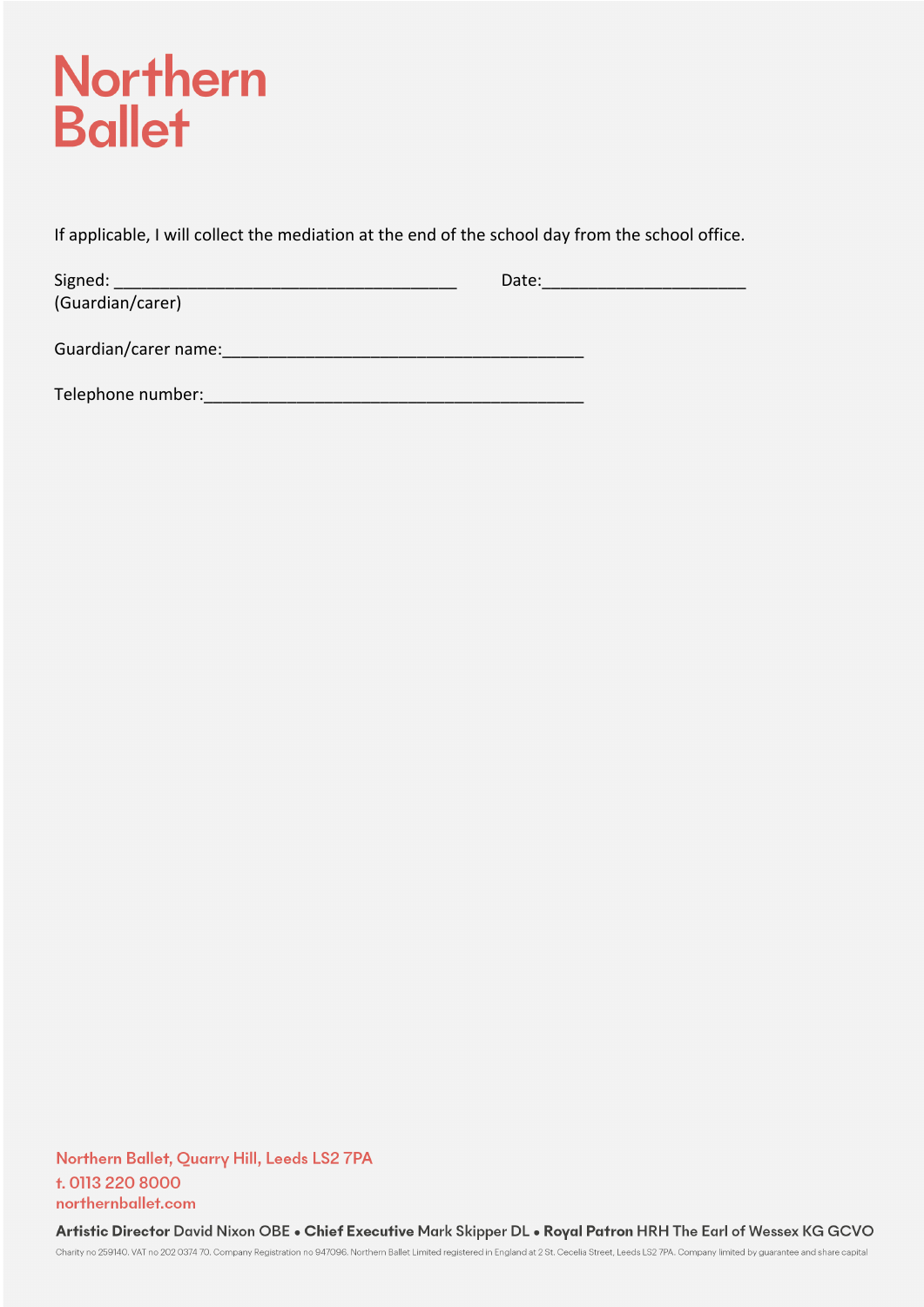# Northern Ballet

If applicable, I will collect the mediation at the end of the school day from the school office.

Signed: ____________________________________ Date:_____________________
(Guardian/carer)

Guardian/carer name:_______________________________________

Telephone number:_________________________________________

Northern Ballet, Quarry Hill, Leeds LS2 7PA
t. 0113 220 8000
northernballet.com

**Artistic Director** David Nixon OBE • **Chief Executive** Mark Skipper DL • **Royal Patron** HRH The Earl of Wessex KG GCVO

Charity no 259140. VAT no 202 0374 70. Company Registration no 947096. Northern Ballet Limited registered in England at 2 St. Cecelia Street, Leeds LS2 7PA. Company limited by guarantee and share capital